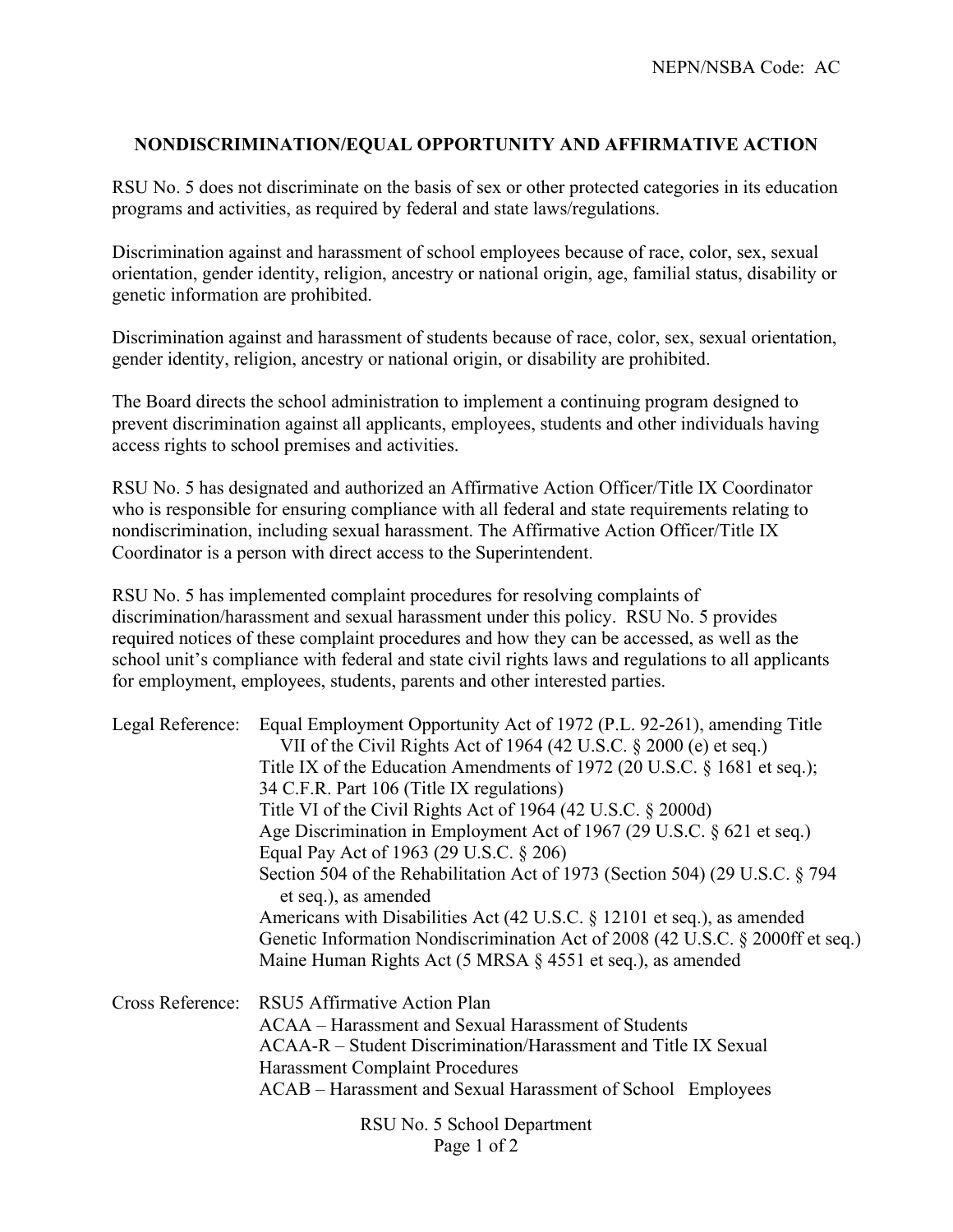NEPN/NSBA Code: AC

## NONDISCRIMINATION/EQUAL OPPORTUNITY AND AFFIRMATIVE ACTION

RSU No. 5 does not discriminate on the basis of sex or other protected categories in its education programs and activities, as required by federal and state laws/regulations.

Discrimination against and harassment of school employees because of race, color, sex, sexual orientation, gender identity, religion, ancestry or national origin, age, familial status, disability or genetic information are prohibited.

Discrimination against and harassment of students because of race, color, sex, sexual orientation, gender identity, religion, ancestry or national origin, or disability are prohibited.

The Board directs the school administration to implement a continuing program designed to prevent discrimination against all applicants, employees, students and other individuals having access rights to school premises and activities.

RSU No. 5 has designated and authorized an Affirmative Action Officer/Title IX Coordinator who is responsible for ensuring compliance with all federal and state requirements relating to nondiscrimination, including sexual harassment. The Affirmative Action Officer/Title IX Coordinator is a person with direct access to the Superintendent.

RSU No. 5 has implemented complaint procedures for resolving complaints of discrimination/harassment and sexual harassment under this policy. RSU No. 5 provides required notices of these complaint procedures and how they can be accessed, as well as the school unit's compliance with federal and state civil rights laws and regulations to all applicants for employment, employees, students, parents and other interested parties.

Legal Reference:
- Equal Employment Opportunity Act of 1972 (P.L. 92-261), amending Title VII of the Civil Rights Act of 1964 (42 U.S.C. § 2000 (e) et seq.)
- Title IX of the Education Amendments of 1972 (20 U.S.C. § 1681 et seq.); 34 C.F.R. Part 106 (Title IX regulations)
- Title VI of the Civil Rights Act of 1964 (42 U.S.C. § 2000d)
- Age Discrimination in Employment Act of 1967 (29 U.S.C. § 621 et seq.)
- Equal Pay Act of 1963 (29 U.S.C. § 206)
- Section 504 of the Rehabilitation Act of 1973 (Section 504) (29 U.S.C. § 794 et seq.), as amended
- Americans with Disabilities Act (42 U.S.C. § 12101 et seq.), as amended
- Genetic Information Nondiscrimination Act of 2008 (42 U.S.C. § 2000ff et seq.)
- Maine Human Rights Act (5 MRSA § 4551 et seq.), as amended

Cross Reference:
- RSU5 Affirmative Action Plan
- ACAA – Harassment and Sexual Harassment of Students
- ACAA-R – Student Discrimination/Harassment and Title IX Sexual Harassment Complaint Procedures
- ACAB – Harassment and Sexual Harassment of School Employees

RSU No. 5 School Department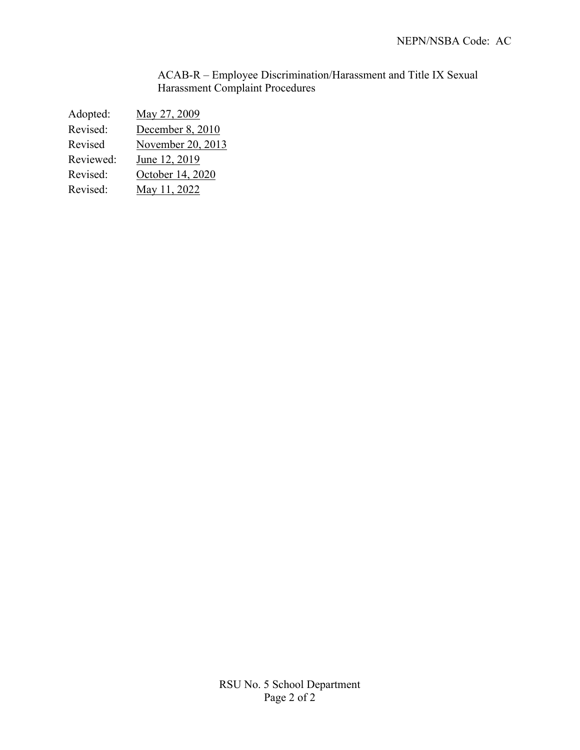ACAB-R – Employee Discrimination/Harassment and Title IX Sexual Harassment Complaint Procedures

| | |
|---|---|
| Adopted: | May 27, 2009 |
| Revised: | December 8, 2010 |
| Revised | November 20, 2013 |
| Reviewed: | June 12, 2019 |
| Revised: | October 14, 2020 |
| Revised: | May 11, 2022 |